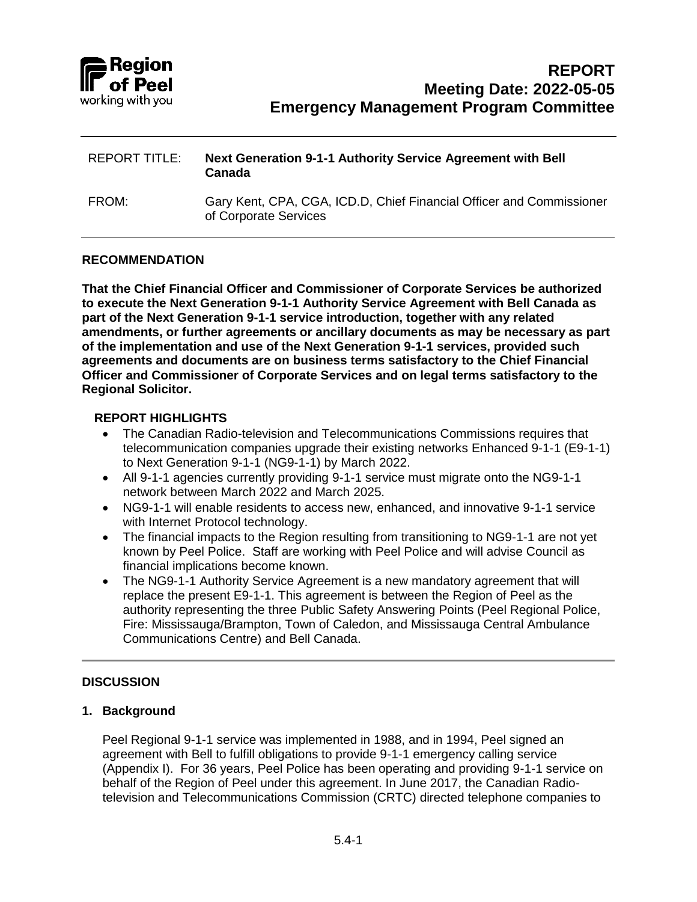Region of Peel
working with you

# REPORT
**Meeting Date: 2022-05-05**
**Emergency Management Program Committee**

---

REPORT TITLE: **Next Generation 9-1-1 Authority Service Agreement with Bell Canada**

FROM: Gary Kent, CPA, CGA, ICD.D, Chief Financial Officer and Commissioner of Corporate Services

---

## RECOMMENDATION

**That the Chief Financial Officer and Commissioner of Corporate Services be authorized to execute the Next Generation 9-1-1 Authority Service Agreement with Bell Canada as part of the Next Generation 9-1-1 service introduction, together with any related amendments, or further agreements or ancillary documents as may be necessary as part of the implementation and use of the Next Generation 9-1-1 services, provided such agreements and documents are on business terms satisfactory to the Chief Financial Officer and Commissioner of Corporate Services and on legal terms satisfactory to the Regional Solicitor.**

## REPORT HIGHLIGHTS

- The Canadian Radio-television and Telecommunications Commissions requires that telecommunication companies upgrade their existing networks Enhanced 9-1-1 (E9-1-1) to Next Generation 9-1-1 (NG9-1-1) by March 2022.
- All 9-1-1 agencies currently providing 9-1-1 service must migrate onto the NG9-1-1 network between March 2022 and March 2025.
- NG9-1-1 will enable residents to access new, enhanced, and innovative 9-1-1 service with Internet Protocol technology.
- The financial impacts to the Region resulting from transitioning to NG9-1-1 are not yet known by Peel Police. Staff are working with Peel Police and will advise Council as financial implications become known.
- The NG9-1-1 Authority Service Agreement is a new mandatory agreement that will replace the present E9-1-1. This agreement is between the Region of Peel as the authority representing the three Public Safety Answering Points (Peel Regional Police, Fire: Mississauga/Brampton, Town of Caledon, and Mississauga Central Ambulance Communications Centre) and Bell Canada.

---

## DISCUSSION

### 1. Background

Peel Regional 9-1-1 service was implemented in 1988, and in 1994, Peel signed an agreement with Bell to fulfill obligations to provide 9-1-1 emergency calling service (Appendix I). For 36 years, Peel Police has been operating and providing 9-1-1 service on behalf of the Region of Peel under this agreement. In June 2017, the Canadian Radio-television and Telecommunications Commission (CRTC) directed telephone companies to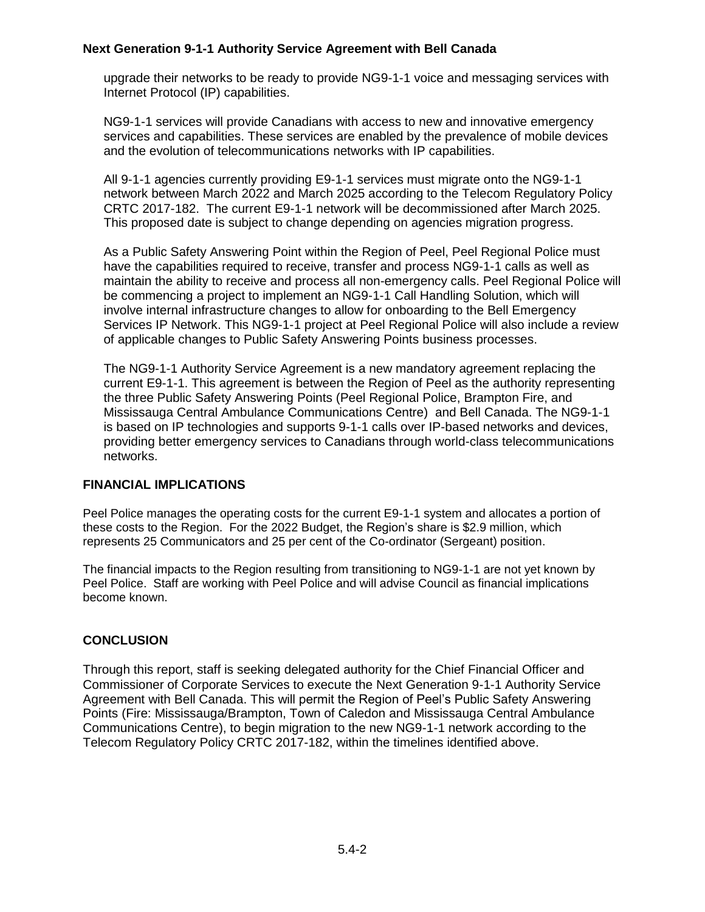upgrade their networks to be ready to provide NG9-1-1 voice and messaging services with Internet Protocol (IP) capabilities.

NG9-1-1 services will provide Canadians with access to new and innovative emergency services and capabilities. These services are enabled by the prevalence of mobile devices and the evolution of telecommunications networks with IP capabilities.

All 9-1-1 agencies currently providing E9-1-1 services must migrate onto the NG9-1-1 network between March 2022 and March 2025 according to the Telecom Regulatory Policy CRTC 2017-182. The current E9-1-1 network will be decommissioned after March 2025. This proposed date is subject to change depending on agencies migration progress.

As a Public Safety Answering Point within the Region of Peel, Peel Regional Police must have the capabilities required to receive, transfer and process NG9-1-1 calls as well as maintain the ability to receive and process all non-emergency calls. Peel Regional Police will be commencing a project to implement an NG9-1-1 Call Handling Solution, which will involve internal infrastructure changes to allow for onboarding to the Bell Emergency Services IP Network. This NG9-1-1 project at Peel Regional Police will also include a review of applicable changes to Public Safety Answering Points business processes.

The NG9-1-1 Authority Service Agreement is a new mandatory agreement replacing the current E9-1-1. This agreement is between the Region of Peel as the authority representing the three Public Safety Answering Points (Peel Regional Police, Brampton Fire, and Mississauga Central Ambulance Communications Centre) and Bell Canada. The NG9-1-1 is based on IP technologies and supports 9-1-1 calls over IP-based networks and devices, providing better emergency services to Canadians through world-class telecommunications networks.

## FINANCIAL IMPLICATIONS

Peel Police manages the operating costs for the current E9-1-1 system and allocates a portion of these costs to the Region. For the 2022 Budget, the Region's share is $2.9 million, which represents 25 Communicators and 25 per cent of the Co-ordinator (Sergeant) position.

The financial impacts to the Region resulting from transitioning to NG9-1-1 are not yet known by Peel Police. Staff are working with Peel Police and will advise Council as financial implications become known.

## CONCLUSION

Through this report, staff is seeking delegated authority for the Chief Financial Officer and Commissioner of Corporate Services to execute the Next Generation 9-1-1 Authority Service Agreement with Bell Canada. This will permit the Region of Peel's Public Safety Answering Points (Fire: Mississauga/Brampton, Town of Caledon and Mississauga Central Ambulance Communications Centre), to begin migration to the new NG9-1-1 network according to the Telecom Regulatory Policy CRTC 2017-182, within the timelines identified above.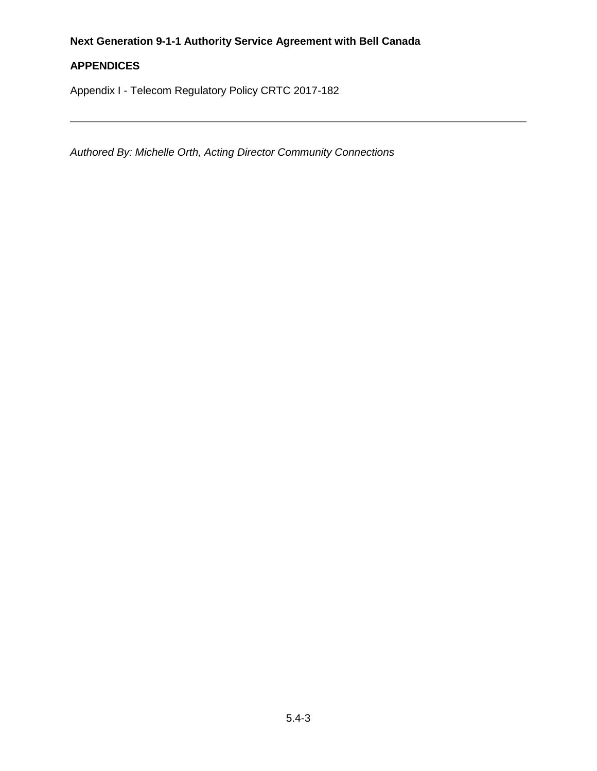**Next Generation 9-1-1 Authority Service Agreement with Bell Canada**

**APPENDICES**

Appendix I - Telecom Regulatory Policy CRTC 2017-182

---

*Authored By: Michelle Orth, Acting Director Community Connections*